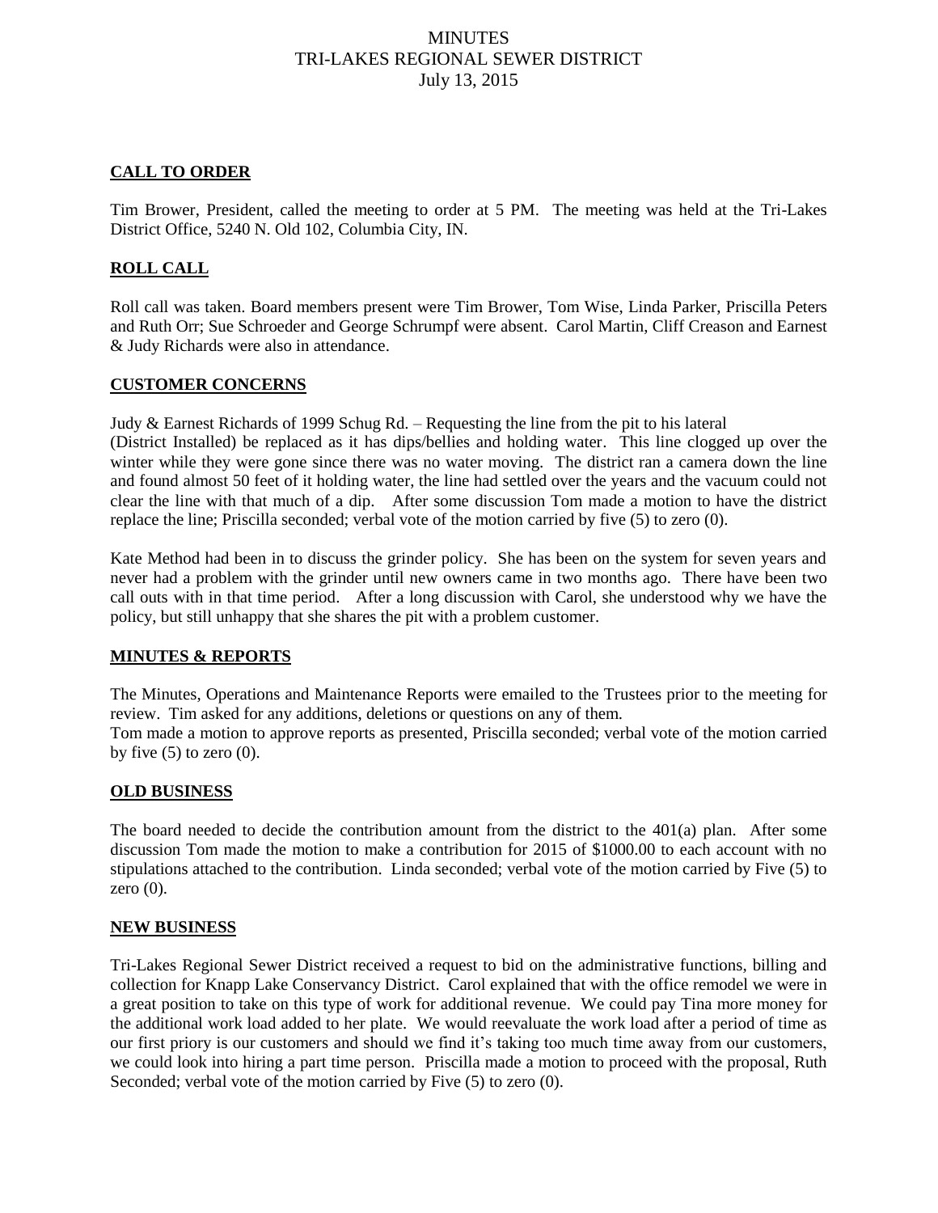# MINUTES
# TRI-LAKES REGIONAL SEWER DISTRICT
# July 13, 2015

## CALL TO ORDER

Tim Brower, President, called the meeting to order at 5 PM. The meeting was held at the Tri-Lakes District Office, 5240 N. Old 102, Columbia City, IN.

## ROLL CALL

Roll call was taken. Board members present were Tim Brower, Tom Wise, Linda Parker, Priscilla Peters and Ruth Orr; Sue Schroeder and George Schrumpf were absent. Carol Martin, Cliff Creason and Earnest & Judy Richards were also in attendance.

## CUSTOMER CONCERNS

Judy & Earnest Richards of 1999 Schug Rd. – Requesting the line from the pit to his lateral (District Installed) be replaced as it has dips/bellies and holding water. This line clogged up over the winter while they were gone since there was no water moving. The district ran a camera down the line and found almost 50 feet of it holding water, the line had settled over the years and the vacuum could not clear the line with that much of a dip. After some discussion Tom made a motion to have the district replace the line; Priscilla seconded; verbal vote of the motion carried by five (5) to zero (0).

Kate Method had been in to discuss the grinder policy. She has been on the system for seven years and never had a problem with the grinder until new owners came in two months ago. There have been two call outs with in that time period. After a long discussion with Carol, she understood why we have the policy, but still unhappy that she shares the pit with a problem customer.

## MINUTES & REPORTS

The Minutes, Operations and Maintenance Reports were emailed to the Trustees prior to the meeting for review. Tim asked for any additions, deletions or questions on any of them.
Tom made a motion to approve reports as presented, Priscilla seconded; verbal vote of the motion carried by five (5) to zero (0).

## OLD BUSINESS

The board needed to decide the contribution amount from the district to the 401(a) plan. After some discussion Tom made the motion to make a contribution for 2015 of $1000.00 to each account with no stipulations attached to the contribution. Linda seconded; verbal vote of the motion carried by Five (5) to zero (0).

## NEW BUSINESS

Tri-Lakes Regional Sewer District received a request to bid on the administrative functions, billing and collection for Knapp Lake Conservancy District. Carol explained that with the office remodel we were in a great position to take on this type of work for additional revenue. We could pay Tina more money for the additional work load added to her plate. We would reevaluate the work load after a period of time as our first priory is our customers and should we find it's taking too much time away from our customers, we could look into hiring a part time person. Priscilla made a motion to proceed with the proposal, Ruth Seconded; verbal vote of the motion carried by Five (5) to zero (0).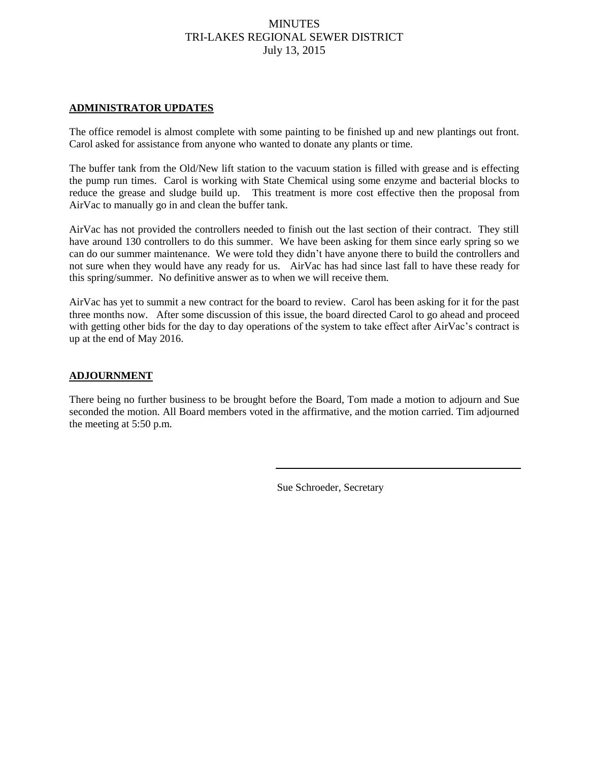# MINUTES
# TRI-LAKES REGIONAL SEWER DISTRICT
# July 13, 2015

## ADMINISTRATOR UPDATES

The office remodel is almost complete with some painting to be finished up and new plantings out front. Carol asked for assistance from anyone who wanted to donate any plants or time.

The buffer tank from the Old/New lift station to the vacuum station is filled with grease and is effecting the pump run times. Carol is working with State Chemical using some enzyme and bacterial blocks to reduce the grease and sludge build up. This treatment is more cost effective then the proposal from AirVac to manually go in and clean the buffer tank.

AirVac has not provided the controllers needed to finish out the last section of their contract. They still have around 130 controllers to do this summer. We have been asking for them since early spring so we can do our summer maintenance. We were told they didn't have anyone there to build the controllers and not sure when they would have any ready for us. AirVac has had since last fall to have these ready for this spring/summer. No definitive answer as to when we will receive them.

AirVac has yet to summit a new contract for the board to review. Carol has been asking for it for the past three months now. After some discussion of this issue, the board directed Carol to go ahead and proceed with getting other bids for the day to day operations of the system to take effect after AirVac's contract is up at the end of May 2016.

## ADJOURNMENT

There being no further business to be brought before the Board, Tom made a motion to adjourn and Sue seconded the motion. All Board members voted in the affirmative, and the motion carried. Tim adjourned the meeting at 5:50 p.m.

Sue Schroeder, Secretary